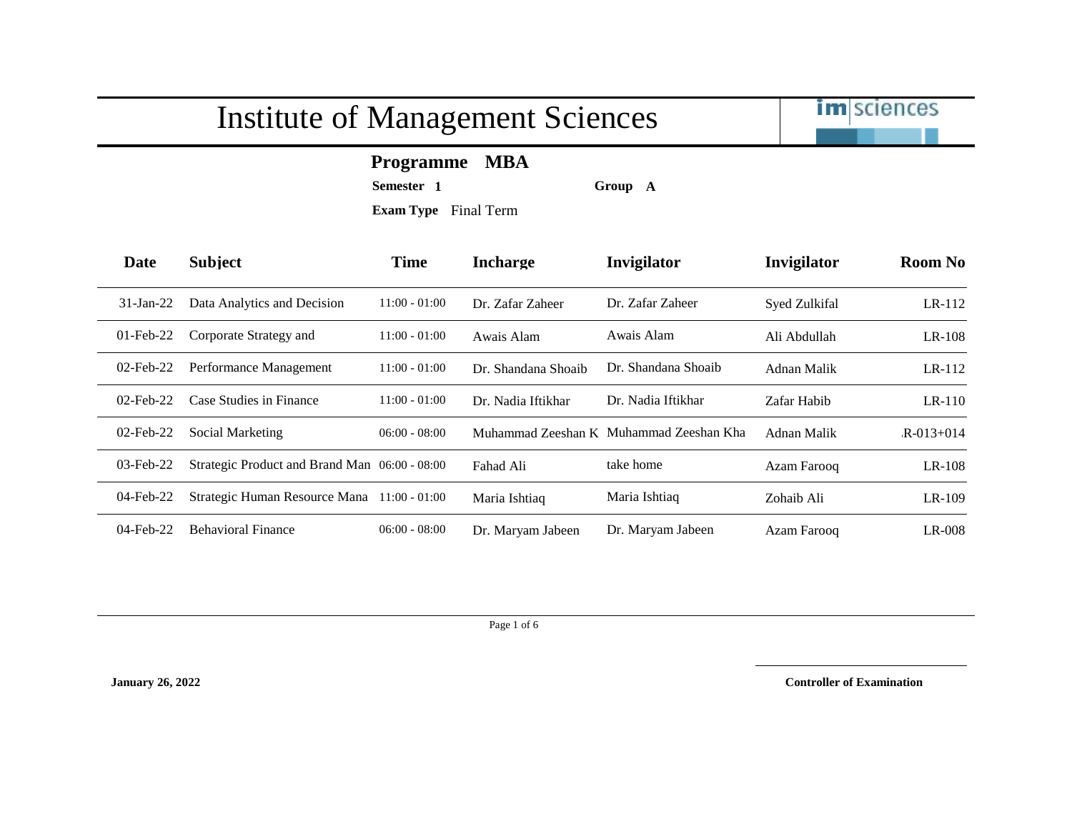# Institute of Management Sciences

im|sciences

**Programme MBA**

**Semester 1** **Group A**

**Exam Type** Final Term

| Date | Subject | Time | Incharge | Invigilator | Invigilator | Room No |
|---|---|---|---|---|---|---|
| 31-Jan-22 | Data Analytics and Decision | 11:00 - 01:00 | Dr. Zafar Zaheer | Dr. Zafar Zaheer | Syed Zulkifal | LR-112 |
| 01-Feb-22 | Corporate Strategy and | 11:00 - 01:00 | Awais Alam | Awais Alam | Ali Abdullah | LR-108 |
| 02-Feb-22 | Performance Management | 11:00 - 01:00 | Dr. Shandana Shoaib | Dr. Shandana Shoaib | Adnan Malik | LR-112 |
| 02-Feb-22 | Case Studies in Finance | 11:00 - 01:00 | Dr. Nadia Iftikhar | Dr. Nadia Iftikhar | Zafar Habib | LR-110 |
| 02-Feb-22 | Social Marketing | 06:00 - 08:00 | Muhammad Zeeshan K | Muhammad Zeeshan Kha | Adnan Malik | .R-013+014 |
| 03-Feb-22 | Strategic Product and Brand Man | 06:00 - 08:00 | Fahad Ali | take home | Azam Farooq | LR-108 |
| 04-Feb-22 | Strategic Human Resource Mana | 11:00 - 01:00 | Maria Ishtiaq | Maria Ishtiaq | Zohaib Ali | LR-109 |
| 04-Feb-22 | Behavioral Finance | 06:00 - 08:00 | Dr. Maryam Jabeen | Dr. Maryam Jabeen | Azam Farooq | LR-008 |

**January 26, 2022**

**Controller of Examination**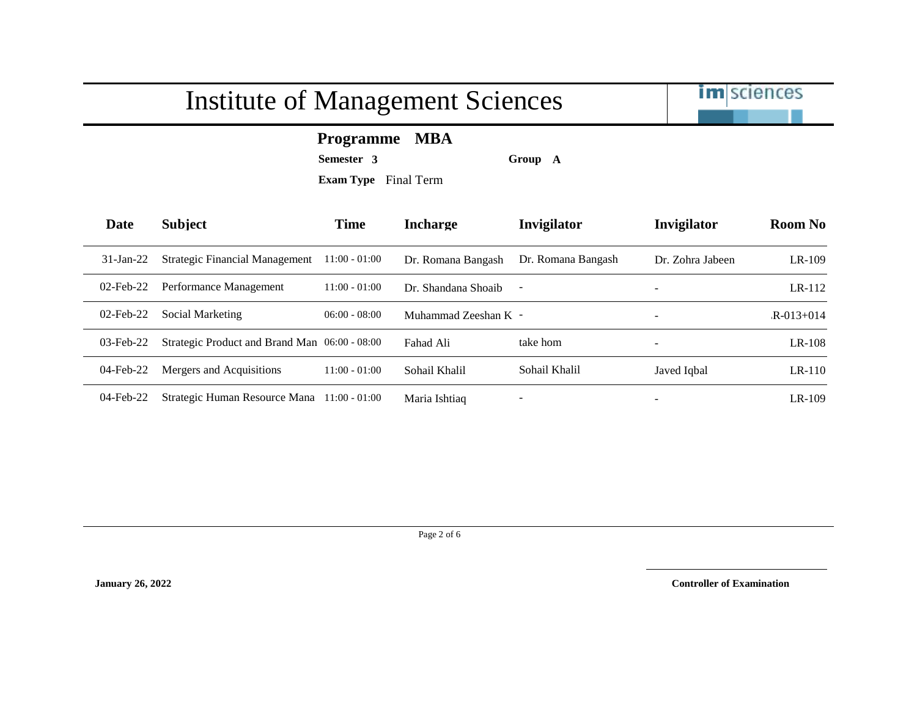# Institute of Management Sciences

im|sciences

**Programme MBA**

**Semester** **3** **Group** **A**

**Exam Type** Final Term

| Date | Subject | Time | Incharge | Invigilator | Invigilator | Room No |
|---|---|---|---|---|---|---|
| 31-Jan-22 | Strategic Financial Management | 11:00 - 01:00 | Dr. Romana Bangash | Dr. Romana Bangash | Dr. Zohra Jabeen | LR-109 |
| 02-Feb-22 | Performance Management | 11:00 - 01:00 | Dr. Shandana Shoaib | - | - | LR-112 |
| 02-Feb-22 | Social Marketing | 06:00 - 08:00 | Muhammad Zeeshan K | - | - | R-013+014 |
| 03-Feb-22 | Strategic Product and Brand Man | 06:00 - 08:00 | Fahad Ali | take hom | - | LR-108 |
| 04-Feb-22 | Mergers and Acquisitions | 11:00 - 01:00 | Sohail Khalil | Sohail Khalil | Javed Iqbal | LR-110 |
| 04-Feb-22 | Strategic Human Resource Mana | 11:00 - 01:00 | Maria Ishtiaq | - | - | LR-109 |

**January 26, 2022**

**Controller of Examination**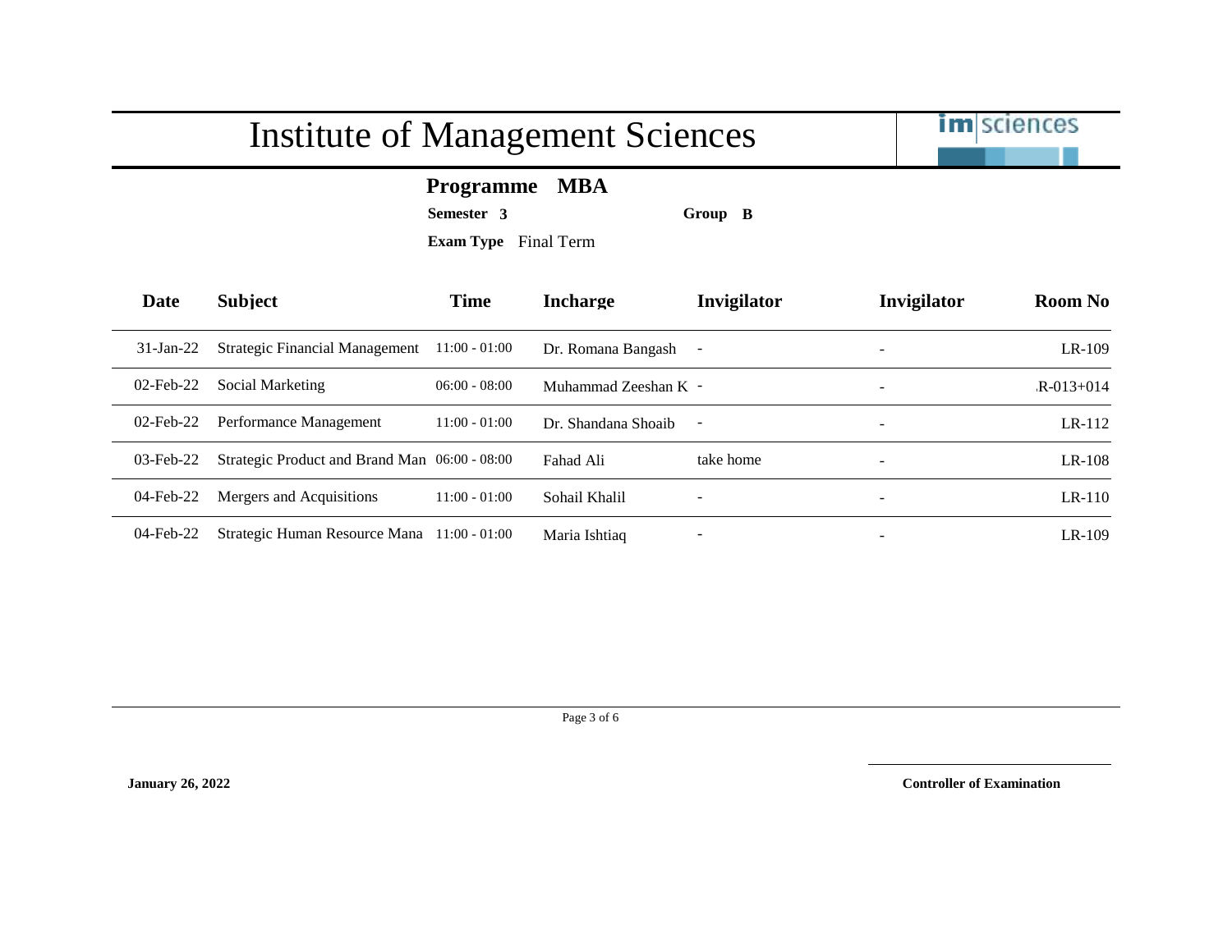# Institute of Management Sciences

**Programme MBA**

**Semester 3** **Group B**

**Exam Type** Final Term

| Date | Subject | Time | Incharge | Invigilator | Invigilator | Room No |
|---|---|---|---|---|---|---|
| 31-Jan-22 | Strategic Financial Management | 11:00 - 01:00 | Dr. Romana Bangash | - | - | LR-109 |
| 02-Feb-22 | Social Marketing | 06:00 - 08:00 | Muhammad Zeeshan K | - | - | .R-013+014 |
| 02-Feb-22 | Performance Management | 11:00 - 01:00 | Dr. Shandana Shoaib | - | - | LR-112 |
| 03-Feb-22 | Strategic Product and Brand Man | 06:00 - 08:00 | Fahad Ali | take home | - | LR-108 |
| 04-Feb-22 | Mergers and Acquisitions | 11:00 - 01:00 | Sohail Khalil | - | - | LR-110 |
| 04-Feb-22 | Strategic Human Resource Mana | 11:00 - 01:00 | Maria Ishtiaq | - | - | LR-109 |

**January 26, 2022**

**Controller of Examination**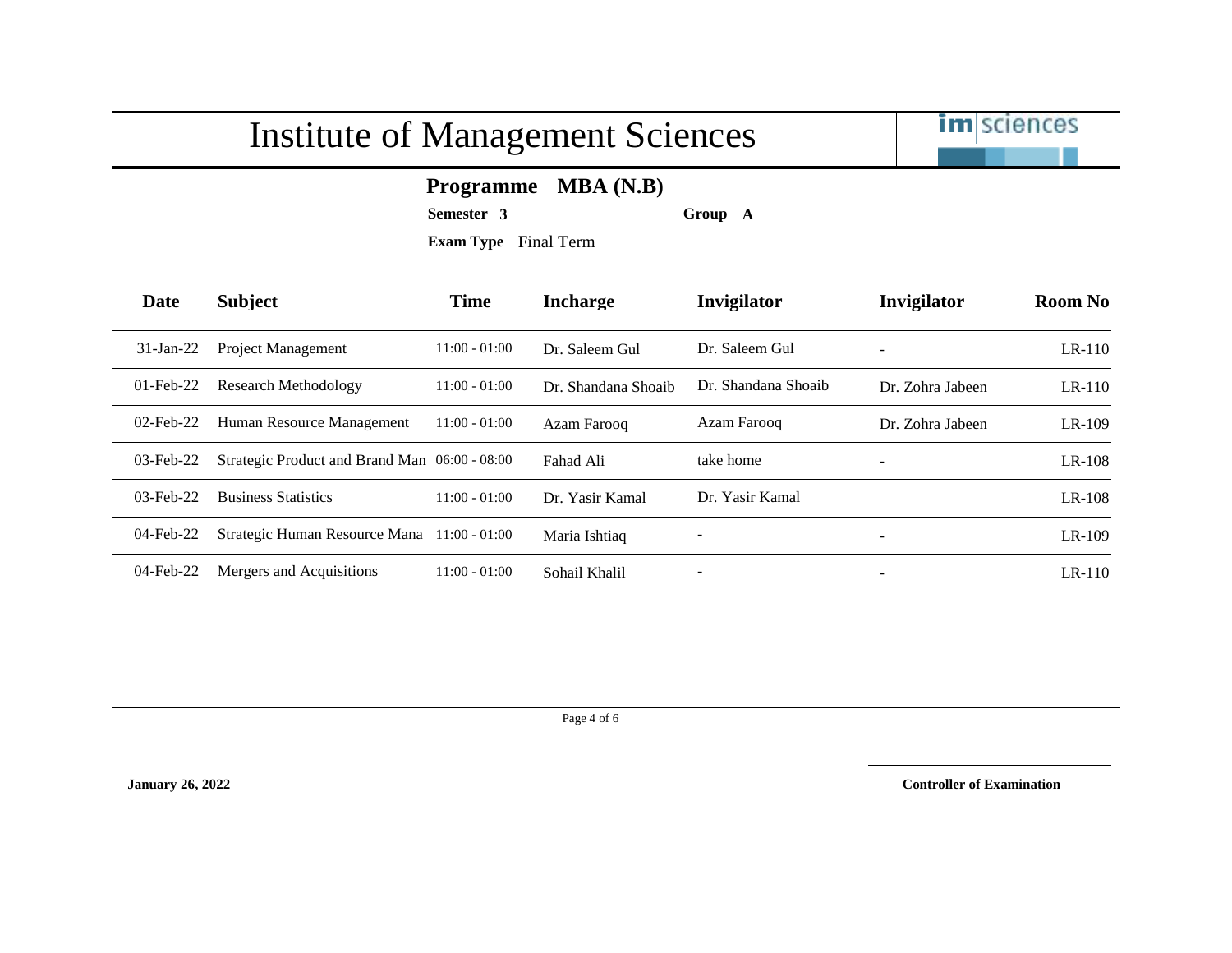# Institute of Management Sciences

**Programme MBA (N.B)**

**Semester** 3 **Group** A

**Exam Type** Final Term

| Date | Subject | Time | Incharge | Invigilator | Invigilator | Room No |
|---|---|---|---|---|---|---|
| 31-Jan-22 | Project Management | 11:00 - 01:00 | Dr. Saleem Gul | Dr. Saleem Gul | - | LR-110 |
| 01-Feb-22 | Research Methodology | 11:00 - 01:00 | Dr. Shandana Shoaib | Dr. Shandana Shoaib | Dr. Zohra Jabeen | LR-110 |
| 02-Feb-22 | Human Resource Management | 11:00 - 01:00 | Azam Farooq | Azam Farooq | Dr. Zohra Jabeen | LR-109 |
| 03-Feb-22 | Strategic Product and Brand Man | 06:00 - 08:00 | Fahad Ali | take home | - | LR-108 |
| 03-Feb-22 | Business Statistics | 11:00 - 01:00 | Dr. Yasir Kamal | Dr. Yasir Kamal | | LR-108 |
| 04-Feb-22 | Strategic Human Resource Mana | 11:00 - 01:00 | Maria Ishtiaq | - | - | LR-109 |
| 04-Feb-22 | Mergers and Acquisitions | 11:00 - 01:00 | Sohail Khalil | - | - | LR-110 |

**January 26, 2022**

**Controller of Examination**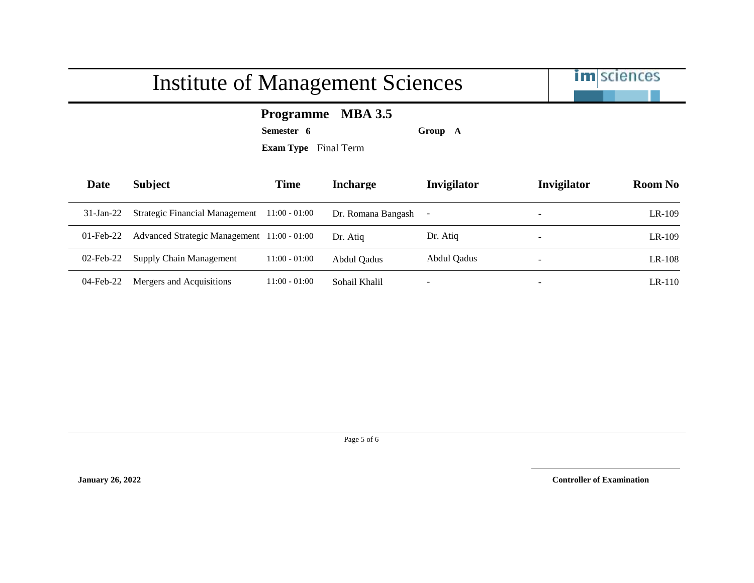# Institute of Management Sciences

**Programme** **MBA 3.5**

**Semester** **6** **Group** **A**

**Exam Type** Final Term

| Date | Subject | Time | Incharge | Invigilator | Invigilator | Room No |
|---|---|---|---|---|---|---|
| 31-Jan-22 | Strategic Financial Management | 11:00 - 01:00 | Dr. Romana Bangash | - | - | LR-109 |
| 01-Feb-22 | Advanced Strategic Management | 11:00 - 01:00 | Dr. Atiq | Dr. Atiq | - | LR-109 |
| 02-Feb-22 | Supply Chain Management | 11:00 - 01:00 | Abdul Qadus | Abdul Qadus | - | LR-108 |
| 04-Feb-22 | Mergers and Acquisitions | 11:00 - 01:00 | Sohail Khalil | - | - | LR-110 |

**January 26, 2022**

**Controller of Examination**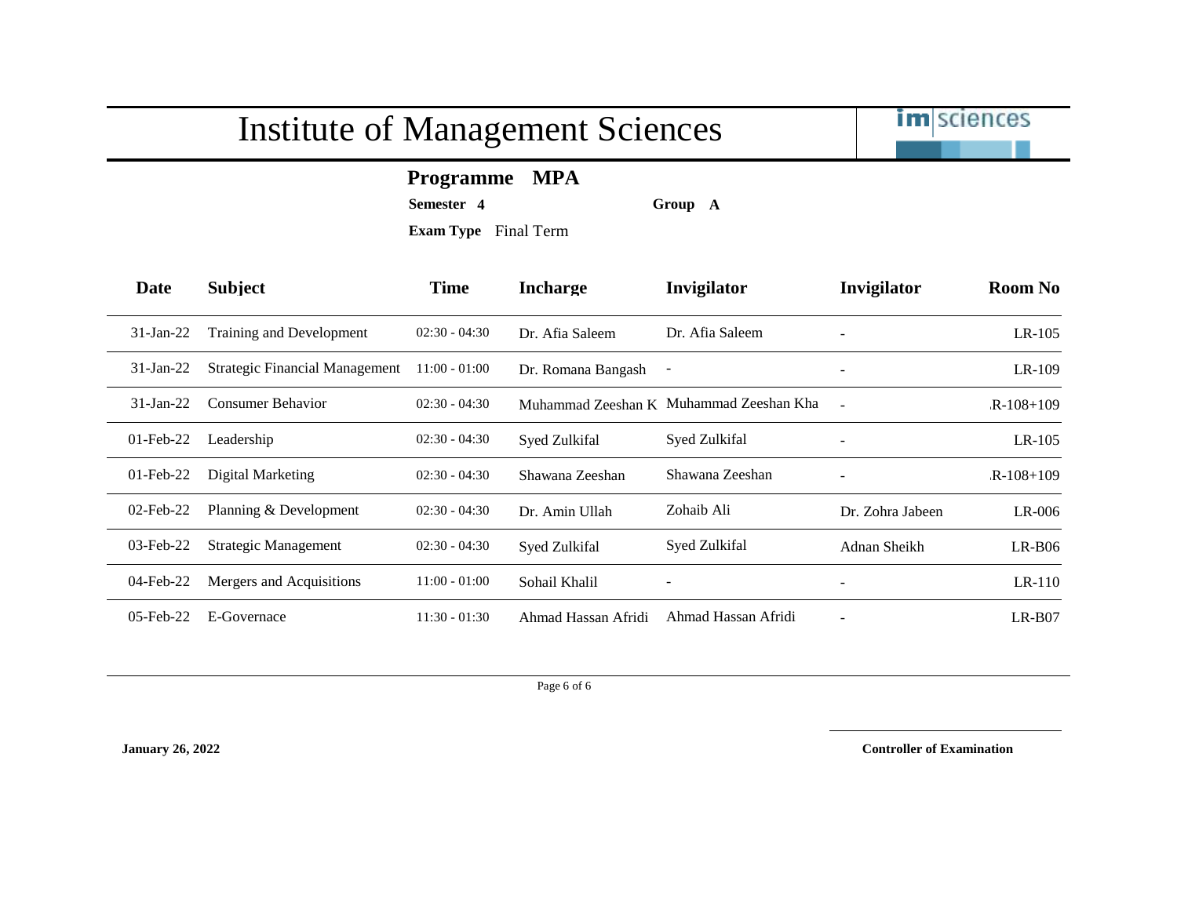# Institute of Management Sciences

**Programme MPA**

**Semester 4** **Group A**

**Exam Type** Final Term

| Date | Subject | Time | Incharge | Invigilator | Invigilator | Room No |
|---|---|---|---|---|---|---|
| 31-Jan-22 | Training and Development | 02:30 - 04:30 | Dr. Afia Saleem | Dr. Afia Saleem | - | LR-105 |
| 31-Jan-22 | Strategic Financial Management | 11:00 - 01:00 | Dr. Romana Bangash | - | - | LR-109 |
| 31-Jan-22 | Consumer Behavior | 02:30 - 04:30 | Muhammad Zeeshan K | Muhammad Zeeshan Kha | - | R-108+109 |
| 01-Feb-22 | Leadership | 02:30 - 04:30 | Syed Zulkifal | Syed Zulkifal | - | LR-105 |
| 01-Feb-22 | Digital Marketing | 02:30 - 04:30 | Shawana Zeeshan | Shawana Zeeshan | - | R-108+109 |
| 02-Feb-22 | Planning & Development | 02:30 - 04:30 | Dr. Amin Ullah | Zohaib Ali | Dr. Zohra Jabeen | LR-006 |
| 03-Feb-22 | Strategic Management | 02:30 - 04:30 | Syed Zulkifal | Syed Zulkifal | Adnan Sheikh | LR-B06 |
| 04-Feb-22 | Mergers and Acquisitions | 11:00 - 01:00 | Sohail Khalil | - | - | LR-110 |
| 05-Feb-22 | E-Governace | 11:30 - 01:30 | Ahmad Hassan Afridi | Ahmad Hassan Afridi | - | LR-B07 |

**January 26, 2022**

**Controller of Examination**